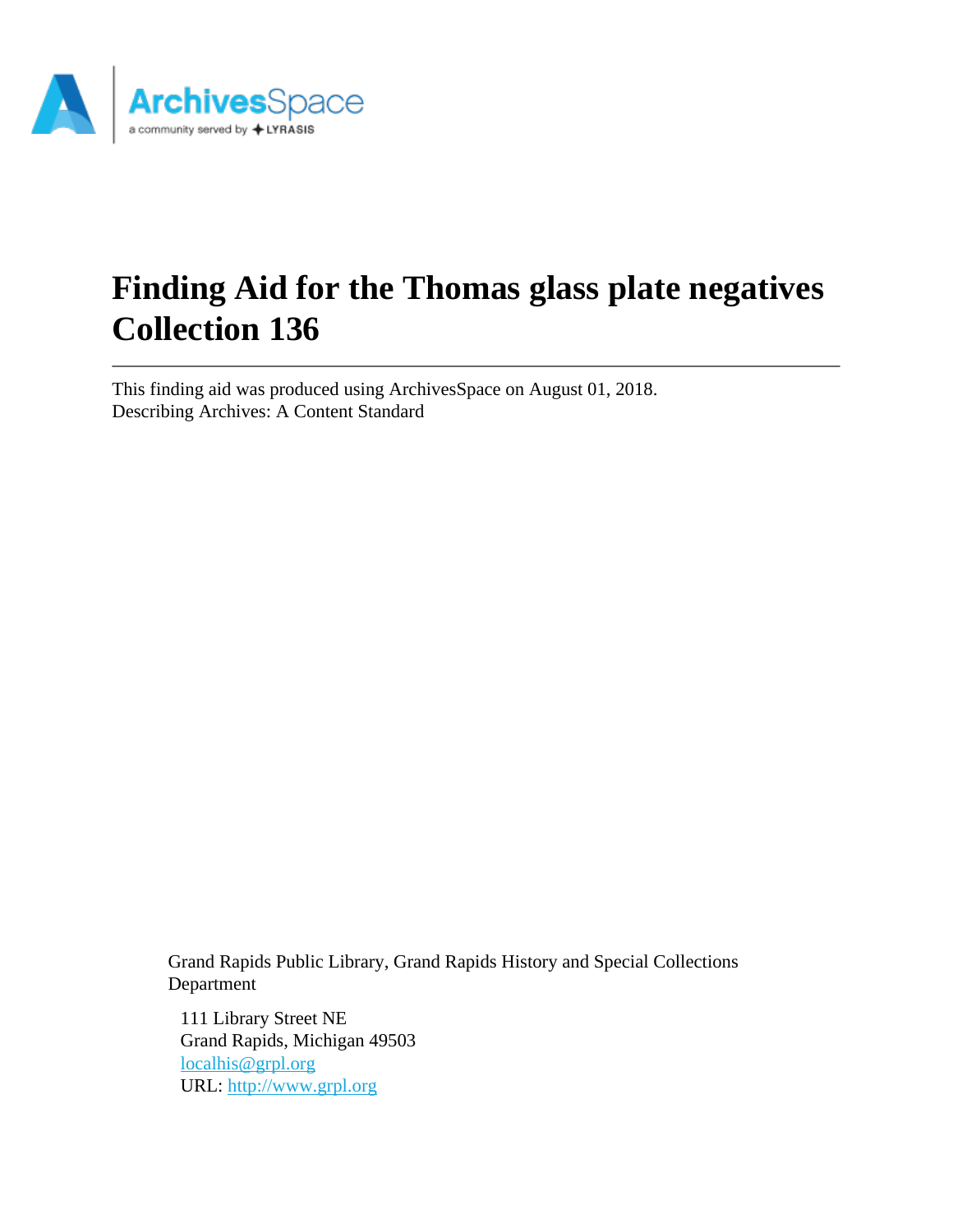# Finding Aid for the Thomas glass plate negatives Collection 136

This finding aid was produced using ArchivesSpace on August 01, 2018.
Describing Archives: A Content Standard

Grand Rapids Public Library, Grand Rapids History and Special Collections Department

111 Library Street NE
Grand Rapids, Michigan 49503
localhis@grpl.org
URL: http://www.grpl.org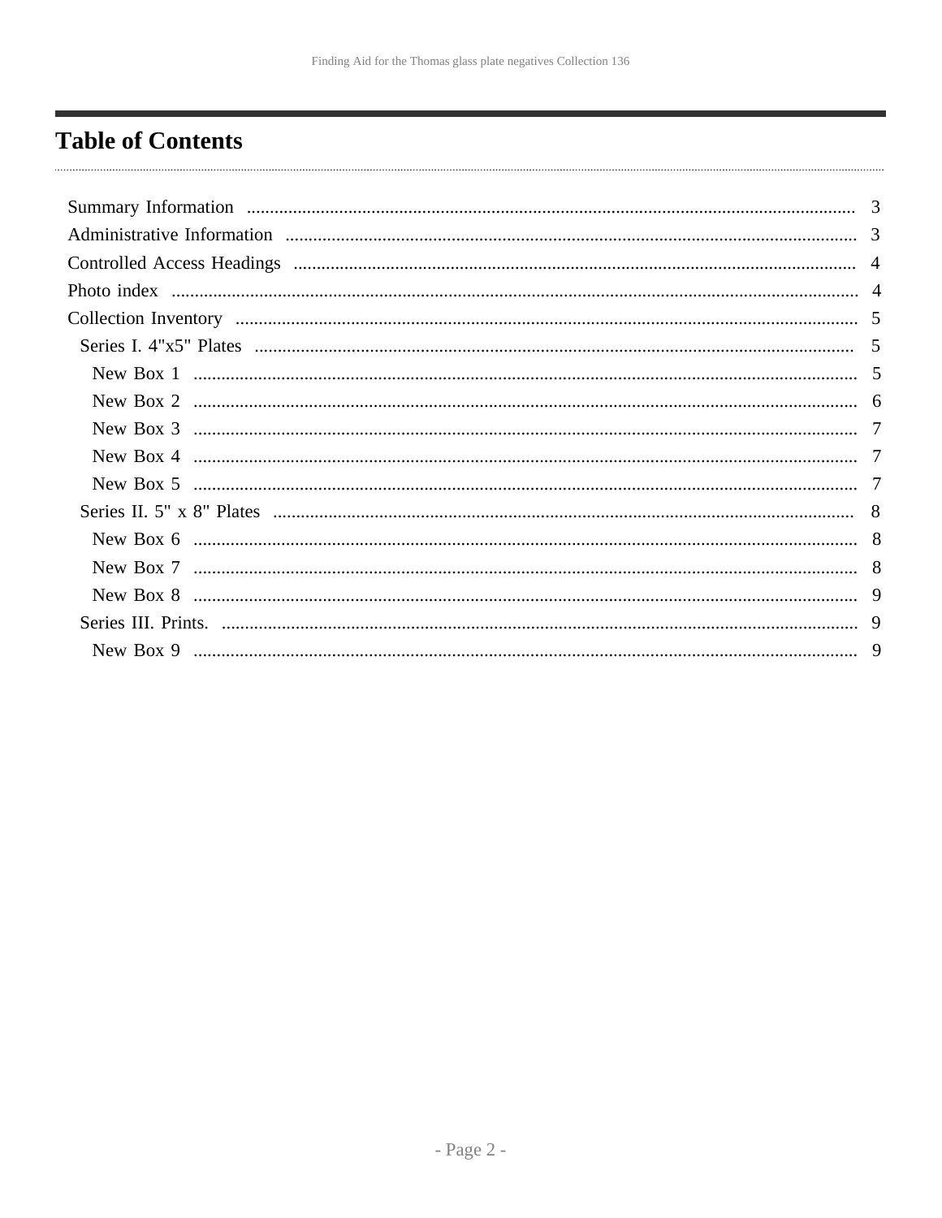# Table of Contents

- Summary Information ..... 3
- Administrative Information ..... 3
- Controlled Access Headings ..... 4
- Photo index ..... 4
- Collection Inventory ..... 5
  - Series I. 4"x5" Plates ..... 5
    - New Box 1 ..... 5
    - New Box 2 ..... 6
    - New Box 3 ..... 7
    - New Box 4 ..... 7
    - New Box 5 ..... 7
  - Series II. 5" x 8" Plates ..... 8
    - New Box 6 ..... 8
    - New Box 7 ..... 8
    - New Box 8 ..... 9
  - Series III. Prints. ..... 9
    - New Box 9 ..... 9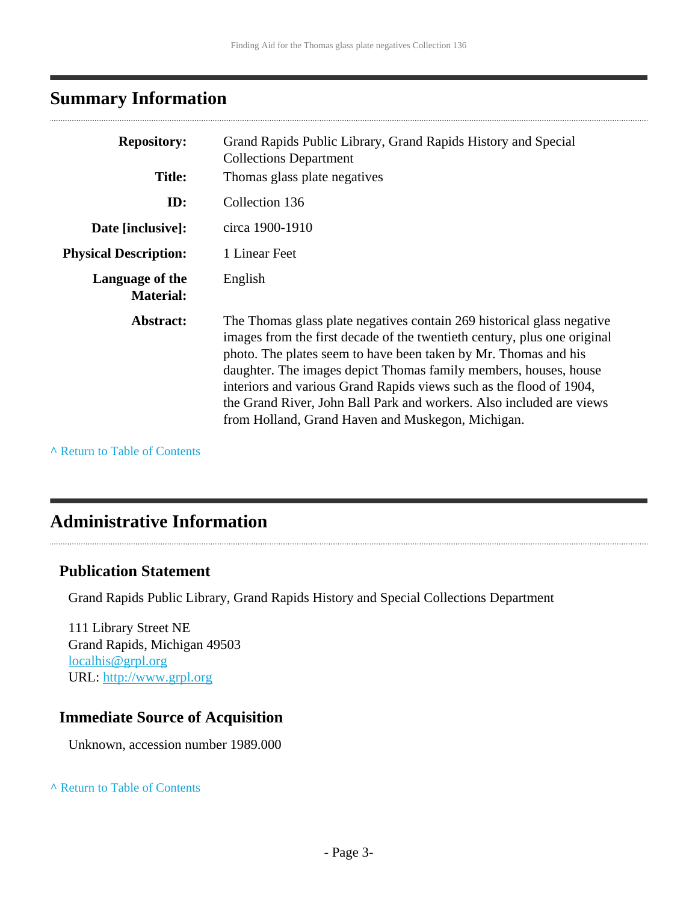## Summary Information

| | |
|---|---|
| **Repository:** | Grand Rapids Public Library, Grand Rapids History and Special Collections Department |
| **Title:** | Thomas glass plate negatives |
| **ID:** | Collection 136 |
| **Date [inclusive]:** | circa 1900-1910 |
| **Physical Description:** | 1 Linear Feet |
| **Language of the Material:** | English |
| **Abstract:** | The Thomas glass plate negatives contain 269 historical glass negative images from the first decade of the twentieth century, plus one original photo. The plates seem to have been taken by Mr. Thomas and his daughter. The images depict Thomas family members, houses, house interiors and various Grand Rapids views such as the flood of 1904, the Grand River, John Ball Park and workers. Also included are views from Holland, Grand Haven and Muskegon, Michigan. |

^ Return to Table of Contents

## Administrative Information

### Publication Statement

Grand Rapids Public Library, Grand Rapids History and Special Collections Department

111 Library Street NE
Grand Rapids, Michigan 49503
localhis@grpl.org
URL: http://www.grpl.org

### Immediate Source of Acquisition

Unknown, accession number 1989.000

^ Return to Table of Contents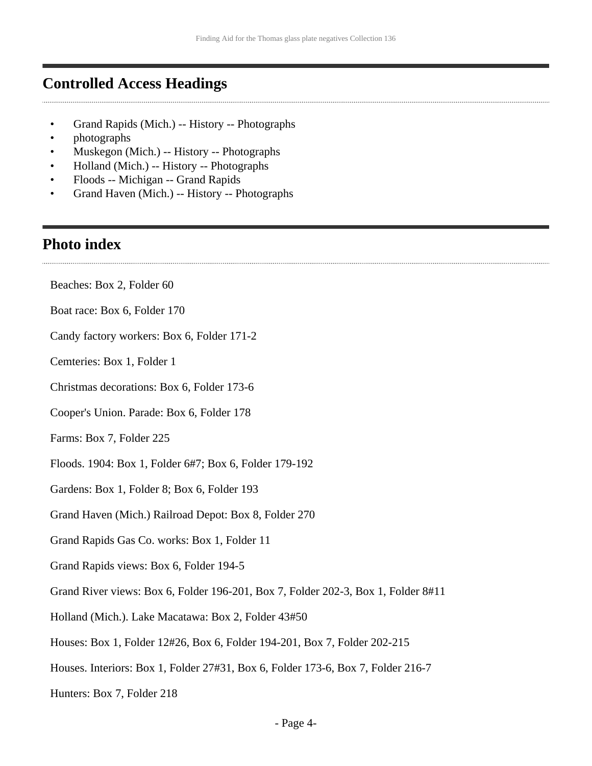## Controlled Access Headings

- Grand Rapids (Mich.) -- History -- Photographs
- photographs
- Muskegon (Mich.) -- History -- Photographs
- Holland (Mich.) -- History -- Photographs
- Floods -- Michigan -- Grand Rapids
- Grand Haven (Mich.) -- History -- Photographs

## Photo index

Beaches: Box 2, Folder 60

Boat race: Box 6, Folder 170

Candy factory workers: Box 6, Folder 171-2

Cemteries: Box 1, Folder 1

Christmas decorations: Box 6, Folder 173-6

Cooper's Union. Parade: Box 6, Folder 178

Farms: Box 7, Folder 225

Floods. 1904: Box 1, Folder 6#7; Box 6, Folder 179-192

Gardens: Box 1, Folder 8; Box 6, Folder 193

Grand Haven (Mich.) Railroad Depot: Box 8, Folder 270

Grand Rapids Gas Co. works: Box 1, Folder 11

Grand Rapids views: Box 6, Folder 194-5

Grand River views: Box 6, Folder 196-201, Box 7, Folder 202-3, Box 1, Folder 8#11

Holland (Mich.). Lake Macatawa: Box 2, Folder 43#50

Houses: Box 1, Folder 12#26, Box 6, Folder 194-201, Box 7, Folder 202-215

Houses. Interiors: Box 1, Folder 27#31, Box 6, Folder 173-6, Box 7, Folder 216-7

Hunters: Box 7, Folder 218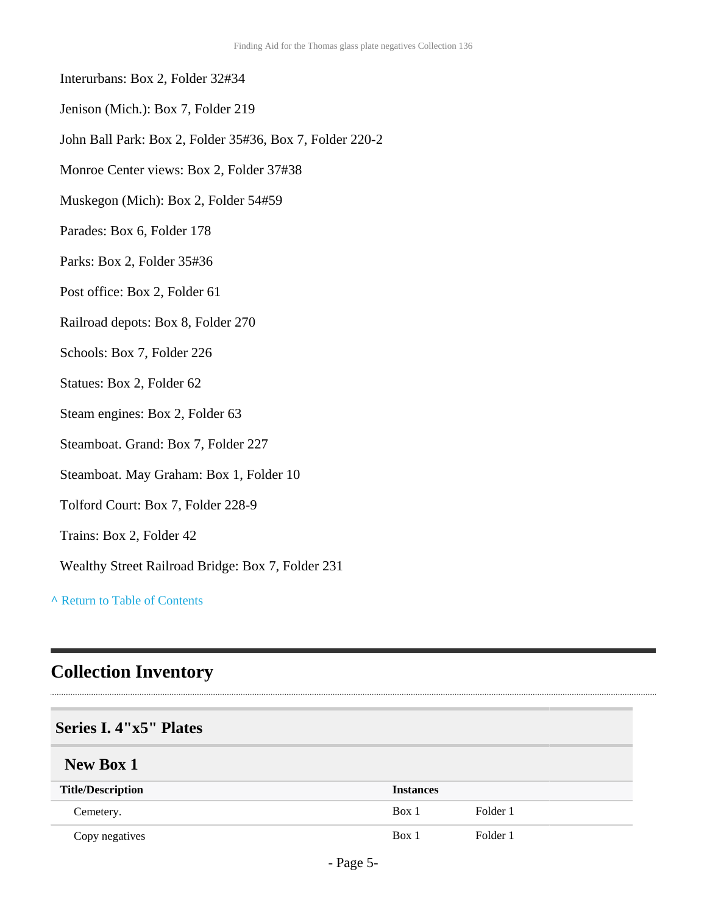Interurbans: Box 2, Folder 32#34

Jenison (Mich.): Box 7, Folder 219

John Ball Park: Box 2, Folder 35#36, Box 7, Folder 220-2

Monroe Center views: Box 2, Folder 37#38

Muskegon (Mich): Box 2, Folder 54#59

Parades: Box 6, Folder 178

Parks: Box 2, Folder 35#36

Post office: Box 2, Folder 61

Railroad depots: Box 8, Folder 270

Schools: Box 7, Folder 226

Statues: Box 2, Folder 62

Steam engines: Box 2, Folder 63

Steamboat. Grand: Box 7, Folder 227

Steamboat. May Graham: Box 1, Folder 10

Tolford Court: Box 7, Folder 228-9

Trains: Box 2, Folder 42

Wealthy Street Railroad Bridge: Box 7, Folder 231

^ Return to Table of Contents

## Collection Inventory

### Series I. 4"x5" Plates

#### New Box 1

| Title/Description | Instances | |
|---|---|---|
| Cemetery. | Box 1 | Folder 1 |
| Copy negatives | Box 1 | Folder 1 |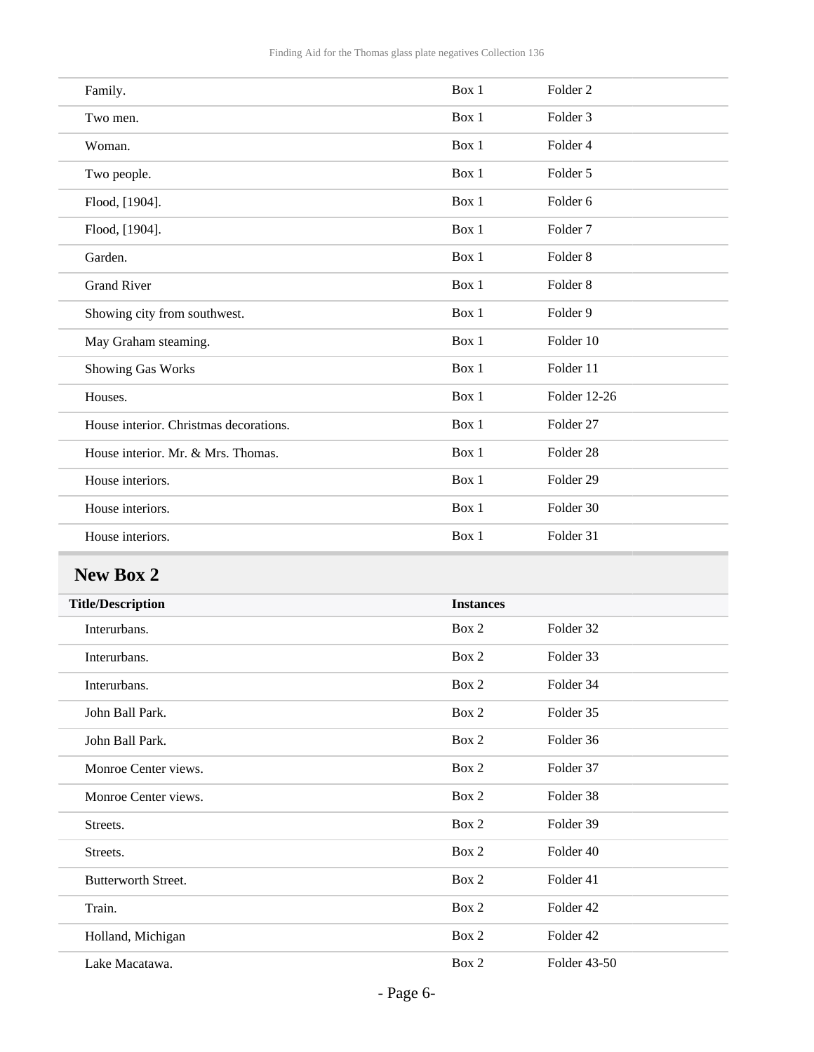| | | |
|---|---|---|
| Family. | Box 1 | Folder 2 |
| Two men. | Box 1 | Folder 3 |
| Woman. | Box 1 | Folder 4 |
| Two people. | Box 1 | Folder 5 |
| Flood, [1904]. | Box 1 | Folder 6 |
| Flood, [1904]. | Box 1 | Folder 7 |
| Garden. | Box 1 | Folder 8 |
| Grand River | Box 1 | Folder 8 |
| Showing city from southwest. | Box 1 | Folder 9 |
| May Graham steaming. | Box 1 | Folder 10 |
| Showing Gas Works | Box 1 | Folder 11 |
| Houses. | Box 1 | Folder 12-26 |
| House interior. Christmas decorations. | Box 1 | Folder 27 |
| House interior. Mr. & Mrs. Thomas. | Box 1 | Folder 28 |
| House interiors. | Box 1 | Folder 29 |
| House interiors. | Box 1 | Folder 30 |
| House interiors. | Box 1 | Folder 31 |

## New Box 2

| Title/Description | Instances | |
|---|---|---|
| Interurbans. | Box 2 | Folder 32 |
| Interurbans. | Box 2 | Folder 33 |
| Interurbans. | Box 2 | Folder 34 |
| John Ball Park. | Box 2 | Folder 35 |
| John Ball Park. | Box 2 | Folder 36 |
| Monroe Center views. | Box 2 | Folder 37 |
| Monroe Center views. | Box 2 | Folder 38 |
| Streets. | Box 2 | Folder 39 |
| Streets. | Box 2 | Folder 40 |
| Butterworth Street. | Box 2 | Folder 41 |
| Train. | Box 2 | Folder 42 |
| Holland, Michigan | Box 2 | Folder 42 |
| Lake Macatawa. | Box 2 | Folder 43-50 |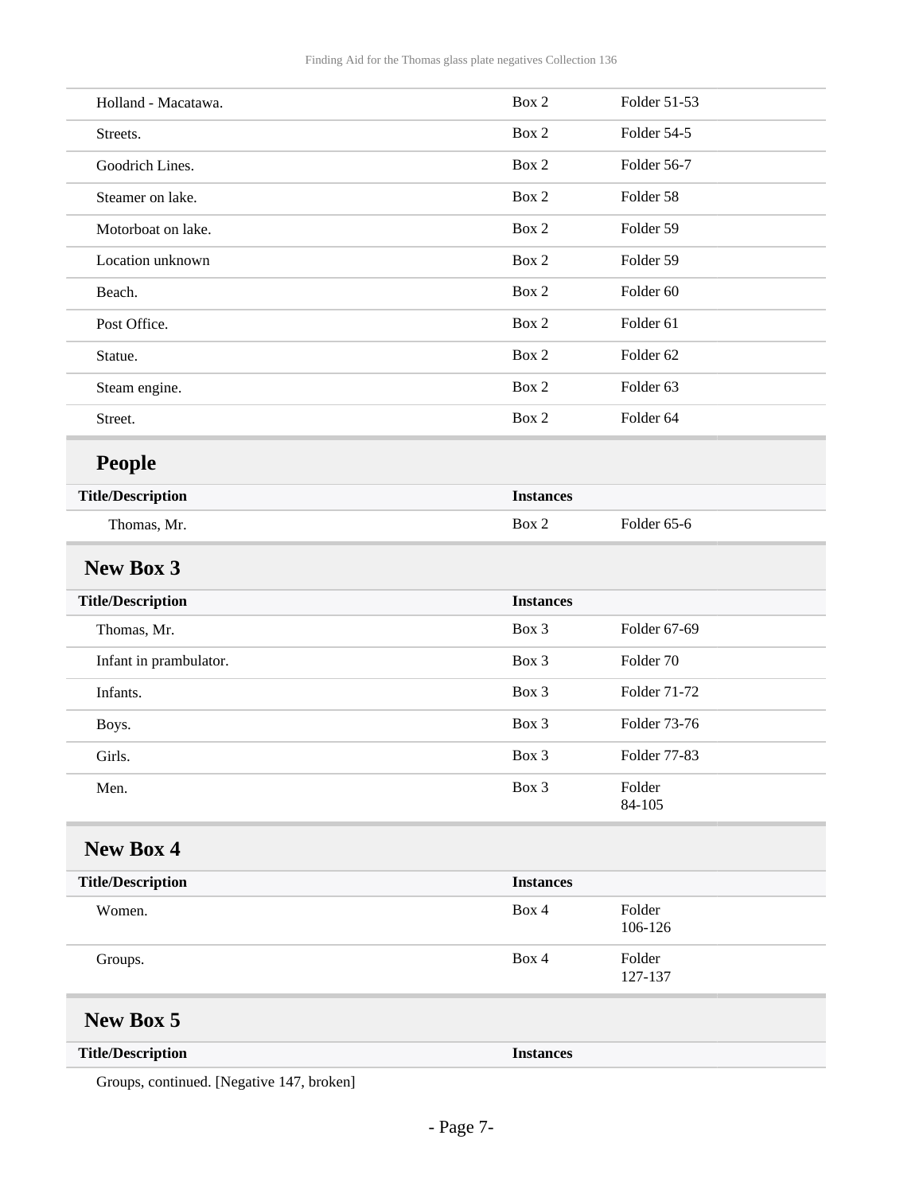| | | |
|---|---|---|
| Holland - Macatawa. | Box 2 | Folder 51-53 |
| Streets. | Box 2 | Folder 54-5 |
| Goodrich Lines. | Box 2 | Folder 56-7 |
| Steamer on lake. | Box 2 | Folder 58 |
| Motorboat on lake. | Box 2 | Folder 59 |
| Location unknown | Box 2 | Folder 59 |
| Beach. | Box 2 | Folder 60 |
| Post Office. | Box 2 | Folder 61 |
| Statue. | Box 2 | Folder 62 |
| Steam engine. | Box 2 | Folder 63 |
| Street. | Box 2 | Folder 64 |

## People

| Title/Description | Instances | |
|---|---|---|
| Thomas, Mr. | Box 2 | Folder 65-6 |

## New Box 3

| Title/Description | Instances | |
|---|---|---|
| Thomas, Mr. | Box 3 | Folder 67-69 |
| Infant in prambulator. | Box 3 | Folder 70 |
| Infants. | Box 3 | Folder 71-72 |
| Boys. | Box 3 | Folder 73-76 |
| Girls. | Box 3 | Folder 77-83 |
| Men. | Box 3 | Folder 84-105 |

## New Box 4

| Title/Description | Instances | |
|---|---|---|
| Women. | Box 4 | Folder 106-126 |
| Groups. | Box 4 | Folder 127-137 |

## New Box 5

| Title/Description | Instances | |
|---|---|---|
| Groups, continued. [Negative 147, broken] | | |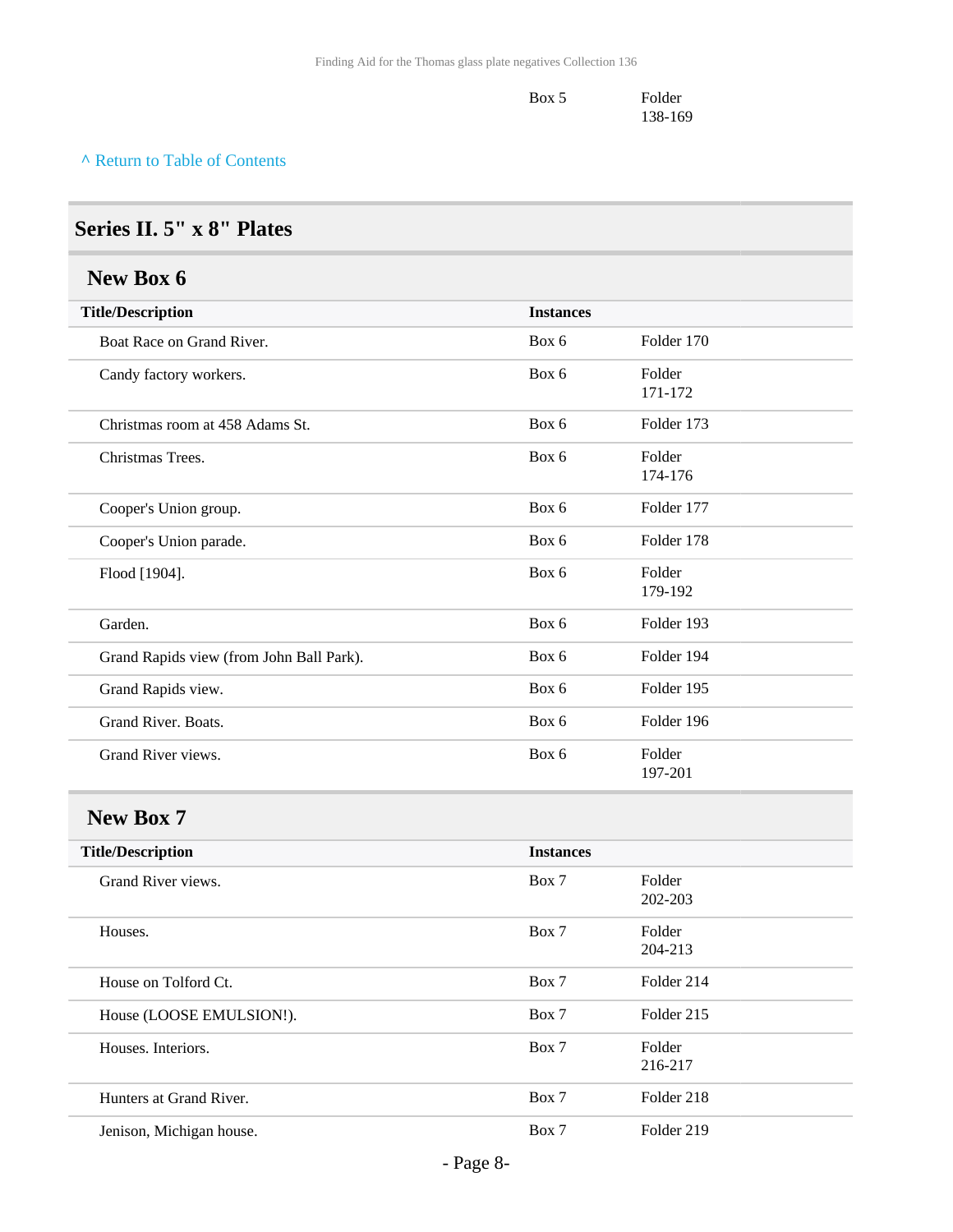| | Box 5 | Folder 138-169 |
|---|---|---|

^ Return to Table of Contents

## Series II. 5" x 8" Plates

### New Box 6

| Title/Description | Instances | |
|---|---|---|
| Boat Race on Grand River. | Box 6 | Folder 170 |
| Candy factory workers. | Box 6 | Folder 171-172 |
| Christmas room at 458 Adams St. | Box 6 | Folder 173 |
| Christmas Trees. | Box 6 | Folder 174-176 |
| Cooper's Union group. | Box 6 | Folder 177 |
| Cooper's Union parade. | Box 6 | Folder 178 |
| Flood [1904]. | Box 6 | Folder 179-192 |
| Garden. | Box 6 | Folder 193 |
| Grand Rapids view (from John Ball Park). | Box 6 | Folder 194 |
| Grand Rapids view. | Box 6 | Folder 195 |
| Grand River. Boats. | Box 6 | Folder 196 |
| Grand River views. | Box 6 | Folder 197-201 |

### New Box 7

| Title/Description | Instances | |
|---|---|---|
| Grand River views. | Box 7 | Folder 202-203 |
| Houses. | Box 7 | Folder 204-213 |
| House on Tolford Ct. | Box 7 | Folder 214 |
| House (LOOSE EMULSION!). | Box 7 | Folder 215 |
| Houses. Interiors. | Box 7 | Folder 216-217 |
| Hunters at Grand River. | Box 7 | Folder 218 |
| Jenison, Michigan house. | Box 7 | Folder 219 |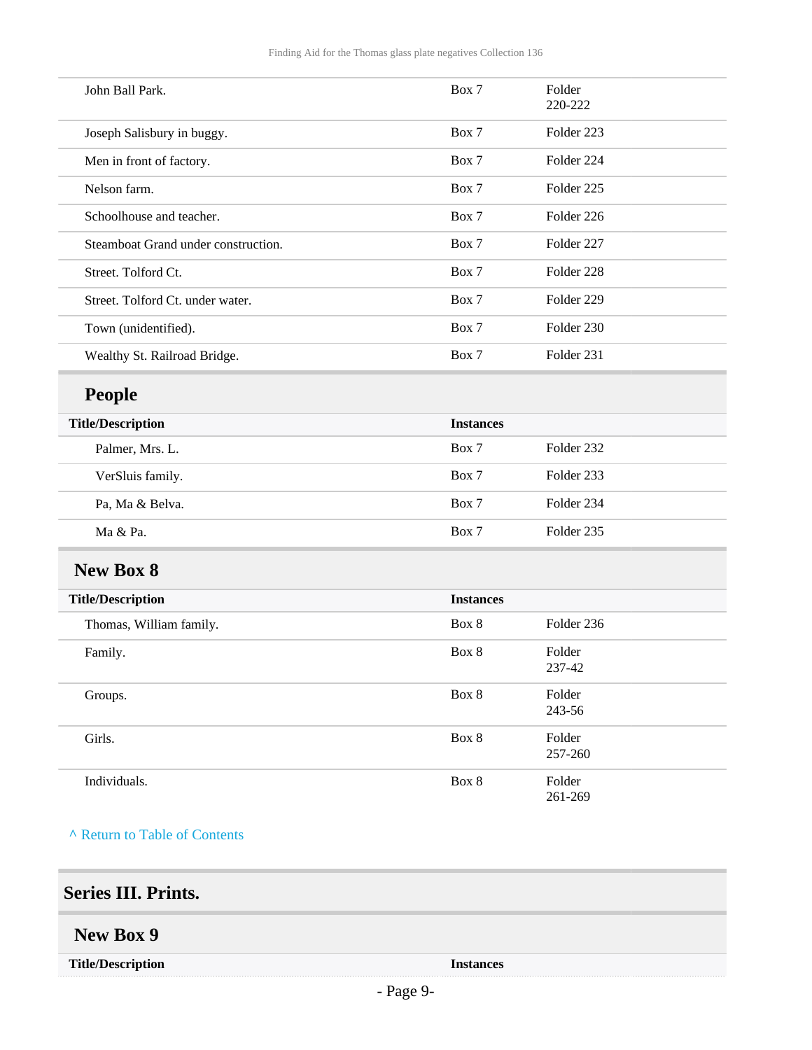| | | |
|---|---|---|
| John Ball Park. | Box 7 | Folder 220-222 |
| Joseph Salisbury in buggy. | Box 7 | Folder 223 |
| Men in front of factory. | Box 7 | Folder 224 |
| Nelson farm. | Box 7 | Folder 225 |
| Schoolhouse and teacher. | Box 7 | Folder 226 |
| Steamboat Grand under construction. | Box 7 | Folder 227 |
| Street. Tolford Ct. | Box 7 | Folder 228 |
| Street. Tolford Ct. under water. | Box 7 | Folder 229 |
| Town (unidentified). | Box 7 | Folder 230 |
| Wealthy St. Railroad Bridge. | Box 7 | Folder 231 |

### People

| Title/Description | Instances | |
|---|---|---|
| Palmer, Mrs. L. | Box 7 | Folder 232 |
| VerSluis family. | Box 7 | Folder 233 |
| Pa, Ma & Belva. | Box 7 | Folder 234 |
| Ma & Pa. | Box 7 | Folder 235 |

### New Box 8

| Title/Description | Instances | |
|---|---|---|
| Thomas, William family. | Box 8 | Folder 236 |
| Family. | Box 8 | Folder 237-42 |
| Groups. | Box 8 | Folder 243-56 |
| Girls. | Box 8 | Folder 257-260 |
| Individuals. | Box 8 | Folder 261-269 |

^ Return to Table of Contents

## Series III. Prints.

### New Box 9

| Title/Description | Instances |
|---|---|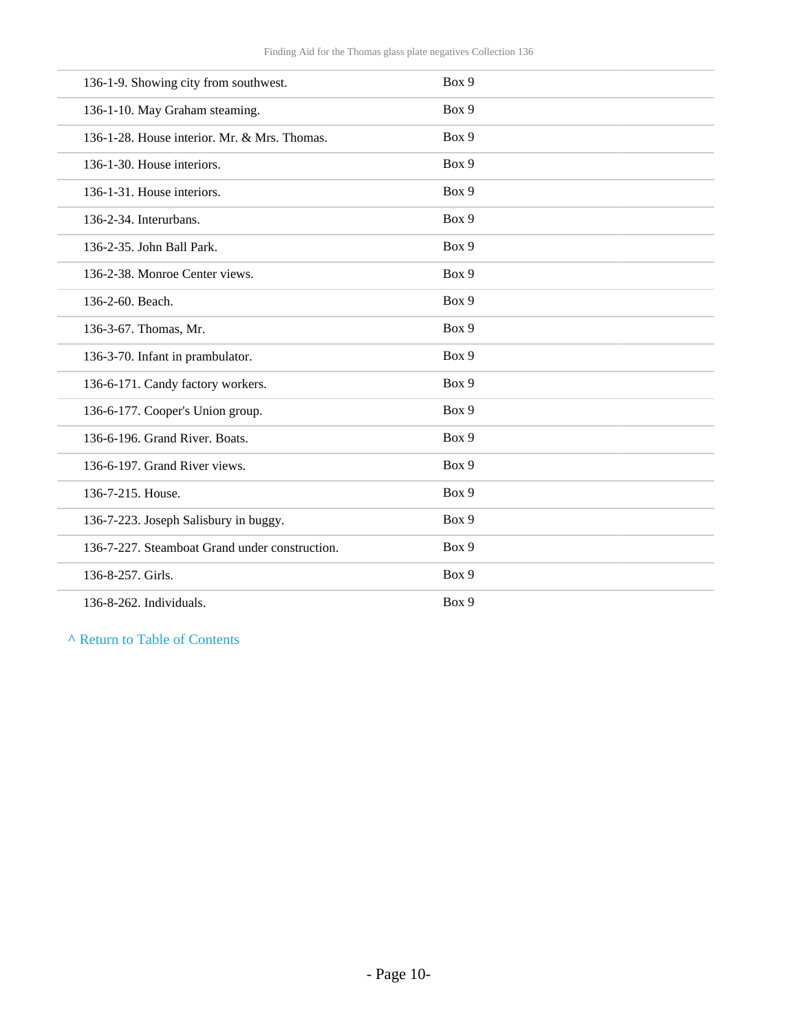| | |
|---|---|
| 136-1-9. Showing city from southwest. | Box 9 |
| 136-1-10. May Graham steaming. | Box 9 |
| 136-1-28. House interior. Mr. & Mrs. Thomas. | Box 9 |
| 136-1-30. House interiors. | Box 9 |
| 136-1-31. House interiors. | Box 9 |
| 136-2-34. Interurbans. | Box 9 |
| 136-2-35. John Ball Park. | Box 9 |
| 136-2-38. Monroe Center views. | Box 9 |
| 136-2-60. Beach. | Box 9 |
| 136-3-67. Thomas, Mr. | Box 9 |
| 136-3-70. Infant in prambulator. | Box 9 |
| 136-6-171. Candy factory workers. | Box 9 |
| 136-6-177. Cooper's Union group. | Box 9 |
| 136-6-196. Grand River. Boats. | Box 9 |
| 136-6-197. Grand River views. | Box 9 |
| 136-7-215. House. | Box 9 |
| 136-7-223. Joseph Salisbury in buggy. | Box 9 |
| 136-7-227. Steamboat Grand under construction. | Box 9 |
| 136-8-257. Girls. | Box 9 |
| 136-8-262. Individuals. | Box 9 |

^ Return to Table of Contents